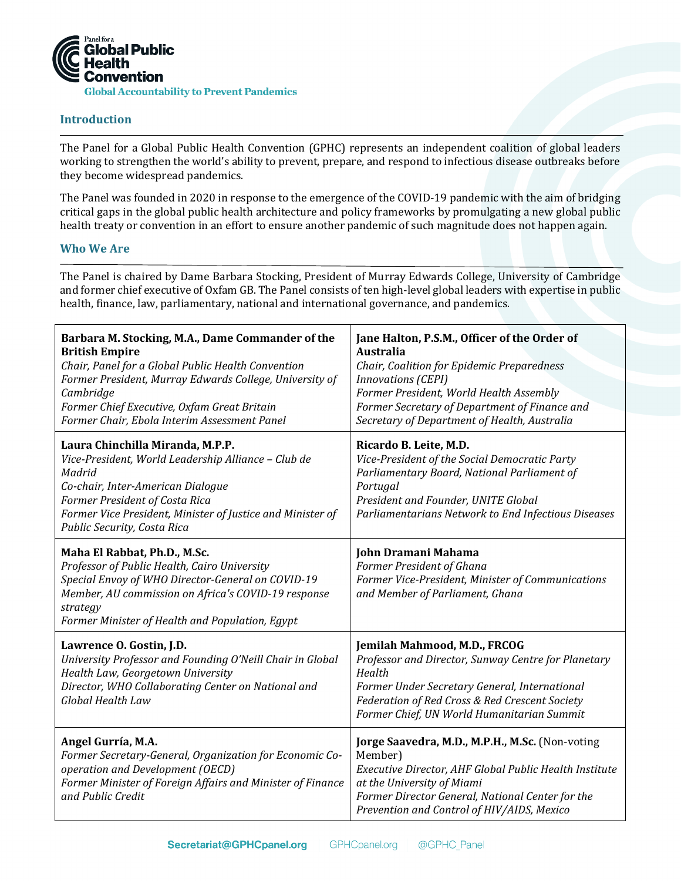Panel for a **Global Public Health Convention**

**Global Accountability to Prevent Pandemics**

## Introduction

The Panel for a Global Public Health Convention (GPHC) represents an independent coalition of global leaders working to strengthen the world's ability to prevent, prepare, and respond to infectious disease outbreaks before they become widespread pandemics.

The Panel was founded in 2020 in response to the emergence of the COVID-19 pandemic with the aim of bridging critical gaps in the global public health architecture and policy frameworks by promulgating a new global public health treaty or convention in an effort to ensure another pandemic of such magnitude does not happen again.

## Who We Are

The Panel is chaired by Dame Barbara Stocking, President of Murray Edwards College, University of Cambridge and former chief executive of Oxfam GB. The Panel consists of ten high-level global leaders with expertise in public health, finance, law, parliamentary, national and international governance, and pandemics.

| | |
|---|---|
| **Barbara M. Stocking, M.A., Dame Commander of the British Empire**<br>*Chair, Panel for a Global Public Health Convention*<br>*Former President, Murray Edwards College, University of Cambridge*<br>*Former Chief Executive, Oxfam Great Britain*<br>*Former Chair, Ebola Interim Assessment Panel* | **Jane Halton, P.S.M., Officer of the Order of Australia**<br>*Chair, Coalition for Epidemic Preparedness Innovations (CEPI)*<br>*Former President, World Health Assembly*<br>*Former Secretary of Department of Finance and Secretary of Department of Health, Australia* |
| **Laura Chinchilla Miranda, M.P.P.**<br>*Vice-President, World Leadership Alliance – Club de Madrid*<br>*Co-chair, Inter-American Dialogue*<br>*Former President of Costa Rica*<br>*Former Vice President, Minister of Justice and Minister of Public Security, Costa Rica* | **Ricardo B. Leite, M.D.**<br>*Vice-President of the Social Democratic Party Parliamentary Board, National Parliament of Portugal*<br>*President and Founder, UNITE Global Parliamentarians Network to End Infectious Diseases* |
| **Maha El Rabbat, Ph.D., M.Sc.**<br>*Professor of Public Health, Cairo University*<br>*Special Envoy of WHO Director-General on COVID-19*<br>*Member, AU commission on Africa's COVID-19 response strategy*<br>*Former Minister of Health and Population, Egypt* | **John Dramani Mahama**<br>*Former President of Ghana*<br>*Former Vice-President, Minister of Communications and Member of Parliament, Ghana* |
| **Lawrence O. Gostin, J.D.**<br>*University Professor and Founding O'Neill Chair in Global Health Law, Georgetown University*<br>*Director, WHO Collaborating Center on National and Global Health Law* | **Jemilah Mahmood, M.D., FRCOG**<br>*Professor and Director, Sunway Centre for Planetary Health*<br>*Former Under Secretary General, International Federation of Red Cross & Red Crescent Society*<br>*Former Chief, UN World Humanitarian Summit* |
| **Angel Gurría, M.A.**<br>*Former Secretary-General, Organization for Economic Co-operation and Development (OECD)*<br>*Former Minister of Foreign Affairs and Minister of Finance and Public Credit* | **Jorge Saavedra, M.D., M.P.H., M.Sc.** (Non-voting Member)<br>*Executive Director, AHF Global Public Health Institute at the University of Miami*<br>*Former Director General, National Center for the Prevention and Control of HIV/AIDS, Mexico* |

Secretariat@GPHCpanel.org | GPHCpanel.org | @GPHC_Panel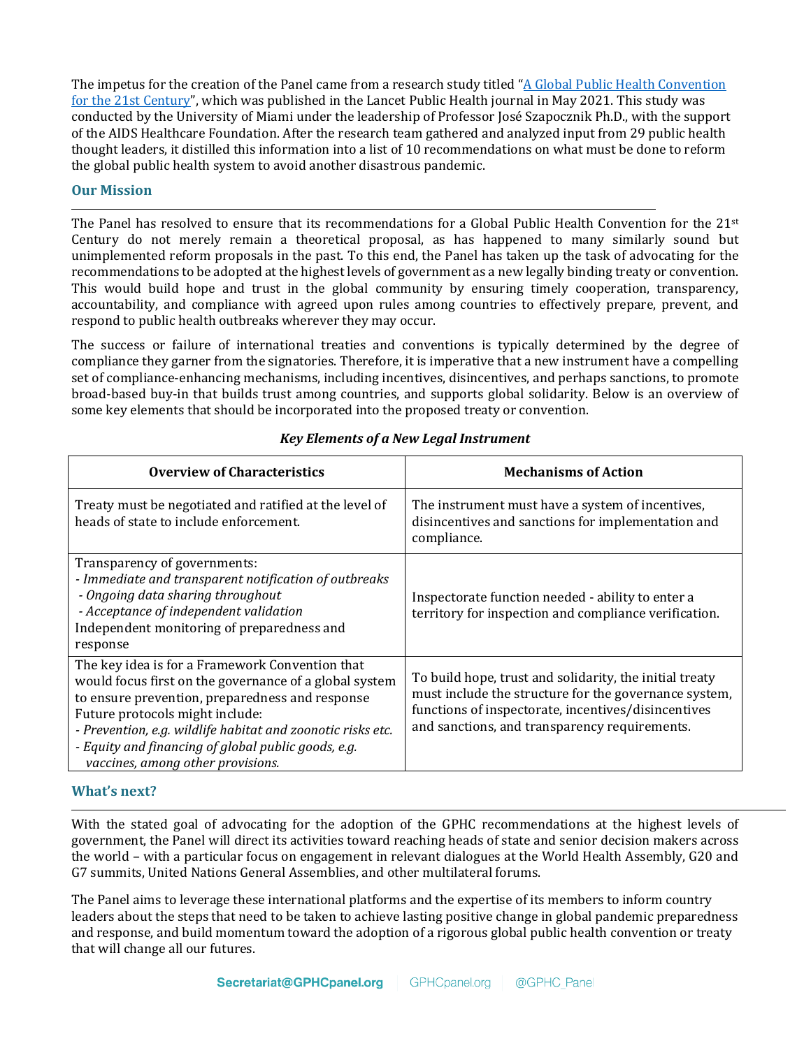The impetus for the creation of the Panel came from a research study titled "[A Global Public Health Convention for the 21st Century](#)", which was published in the Lancet Public Health journal in May 2021. This study was conducted by the University of Miami under the leadership of Professor José Szapocznik Ph.D., with the support of the AIDS Healthcare Foundation. After the research team gathered and analyzed input from 29 public health thought leaders, it distilled this information into a list of 10 recommendations on what must be done to reform the global public health system to avoid another disastrous pandemic.

## Our Mission

The Panel has resolved to ensure that its recommendations for a Global Public Health Convention for the 21st Century do not merely remain a theoretical proposal, as has happened to many similarly sound but unimplemented reform proposals in the past. To this end, the Panel has taken up the task of advocating for the recommendations to be adopted at the highest levels of government as a new legally binding treaty or convention. This would build hope and trust in the global community by ensuring timely cooperation, transparency, accountability, and compliance with agreed upon rules among countries to effectively prepare, prevent, and respond to public health outbreaks wherever they may occur.

The success or failure of international treaties and conventions is typically determined by the degree of compliance they garner from the signatories. Therefore, it is imperative that a new instrument have a compelling set of compliance-enhancing mechanisms, including incentives, disincentives, and perhaps sanctions, to promote broad-based buy-in that builds trust among countries, and supports global solidarity. Below is an overview of some key elements that should be incorporated into the proposed treaty or convention.

***Key Elements of a New Legal Instrument***

| Overview of Characteristics | Mechanisms of Action |
|---|---|
| Treaty must be negotiated and ratified at the level of heads of state to include enforcement. | The instrument must have a system of incentives, disincentives and sanctions for implementation and compliance. |
| Transparency of governments:<br>*- Immediate and transparent notification of outbreaks*<br>*- Ongoing data sharing throughout*<br>*- Acceptance of independent validation*<br>Independent monitoring of preparedness and response | Inspectorate function needed - ability to enter a territory for inspection and compliance verification. |
| The key idea is for a Framework Convention that would focus first on the governance of a global system to ensure prevention, preparedness and response<br>Future protocols might include:<br>*- Prevention, e.g. wildlife habitat and zoonotic risks etc.*<br>*- Equity and financing of global public goods, e.g. vaccines, among other provisions.* | To build hope, trust and solidarity, the initial treaty must include the structure for the governance system, functions of inspectorate, incentives/disincentives and sanctions, and transparency requirements. |

## What's next?

With the stated goal of advocating for the adoption of the GPHC recommendations at the highest levels of government, the Panel will direct its activities toward reaching heads of state and senior decision makers across the world – with a particular focus on engagement in relevant dialogues at the World Health Assembly, G20 and G7 summits, United Nations General Assemblies, and other multilateral forums.

The Panel aims to leverage these international platforms and the expertise of its members to inform country leaders about the steps that need to be taken to achieve lasting positive change in global pandemic preparedness and response, and build momentum toward the adoption of a rigorous global public health convention or treaty that will change all our futures.

Secretariat@GPHCpanel.org | GPHCpanel.org | @GPHC_Panel